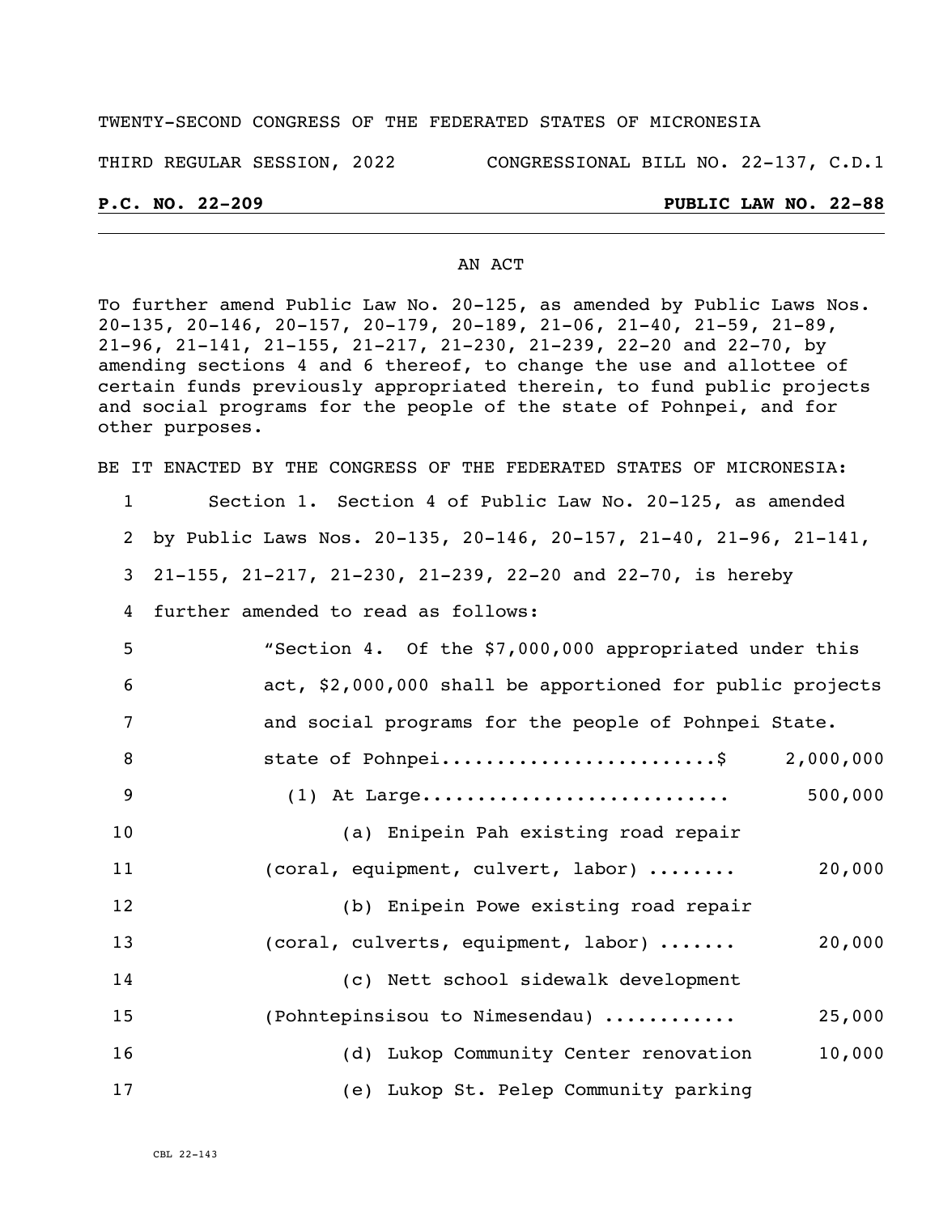TWENTY-SECOND CONGRESS OF THE FEDERATED STATES OF MICRONESIA

THIRD REGULAR SESSION, 2022 CONGRESSIONAL BILL NO. 22-137, C.D.1

**P.C. NO. 22-209** **PUBLIC LAW NO. 22-88**

AN ACT

To further amend Public Law No. 20-125, as amended by Public Laws Nos. 20-135, 20-146, 20-157, 20-179, 20-189, 21-06, 21-40, 21-59, 21-89, 21-96, 21-141, 21-155, 21-217, 21-230, 21-239, 22-20 and 22-70, by amending sections 4 and 6 thereof, to change the use and allottee of certain funds previously appropriated therein, to fund public projects and social programs for the people of the state of Pohnpei, and for other purposes.

BE IT ENACTED BY THE CONGRESS OF THE FEDERATED STATES OF MICRONESIA:

1 Section 1. Section 4 of Public Law No. 20-125, as amended
2 by Public Laws Nos. 20-135, 20-146, 20-157, 21-40, 21-96, 21-141,
3 21-155, 21-217, 21-230, 21-239, 22-20 and 22-70, is hereby
4 further amended to read as follows:

5 "Section 4. Of the $7,000,000 appropriated under this
6 act, $2,000,000 shall be apportioned for public projects
7 and social programs for the people of Pohnpei State.

8 state of Pohnpei........................$ 2,000,000
9 (1) At Large........................... 500,000
10 (a) Enipein Pah existing road repair
11 (coral, equipment, culvert, labor) ........ 20,000
12 (b) Enipein Powe existing road repair
13 (coral, culverts, equipment, labor) ....... 20,000
14 (c) Nett school sidewalk development
15 (Pohntepinsisou to Nimesendau) ........... 25,000
16 (d) Lukop Community Center renovation 10,000
17 (e) Lukop St. Pelep Community parking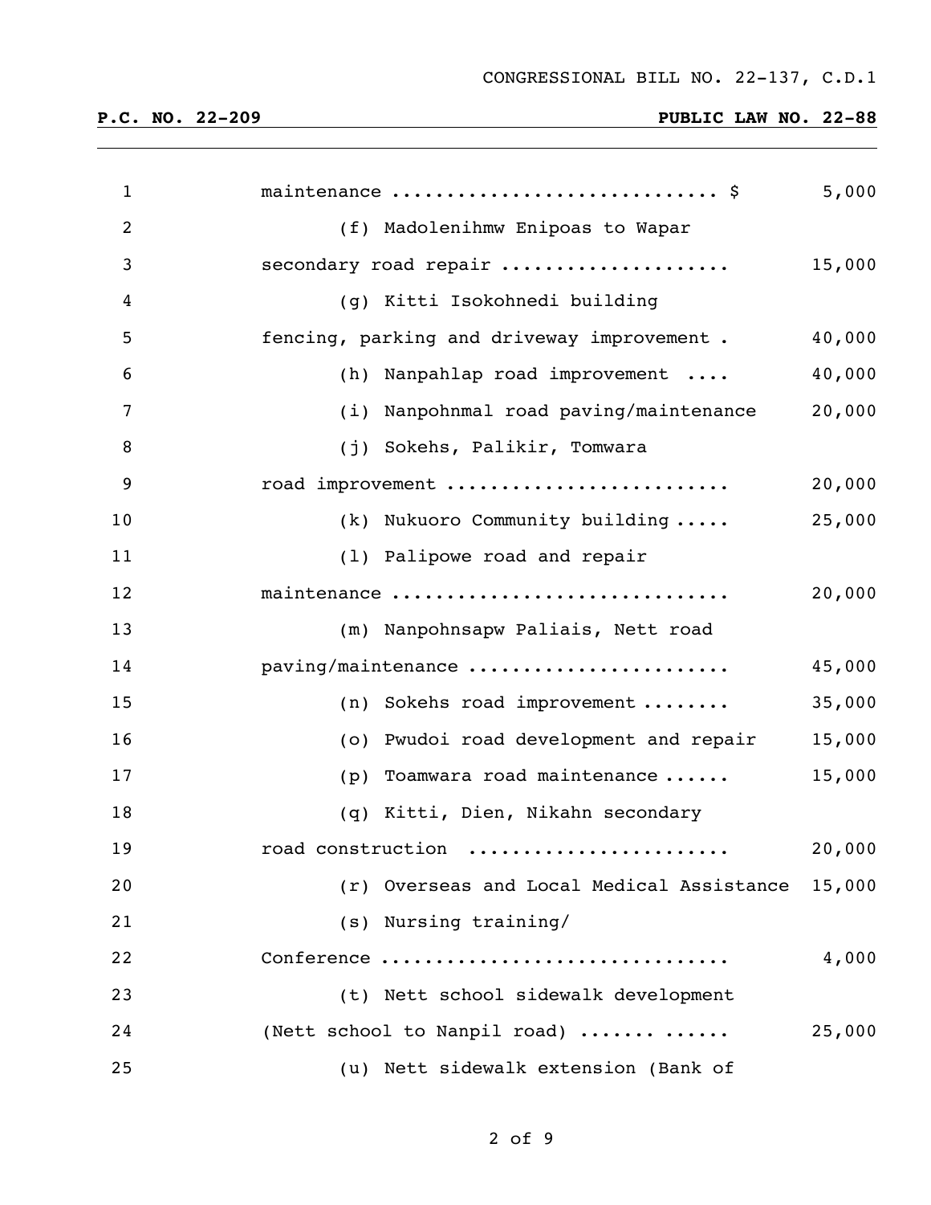CONGRESSIONAL BILL NO. 22-137, C.D.1

**P.C. NO. 22-209** **PUBLIC LAW NO. 22-88**

| | | |
|---|---|---|
| 1 | maintenance ............................ $ | 5,000 |
| 2 | (f) Madolenihmw Enipoas to Wapar | |
| 3 | secondary road repair .................... | 15,000 |
| 4 | (g) Kitti Isokohnedi building | |
| 5 | fencing, parking and driveway improvement . | 40,000 |
| 6 | (h) Nanpahlap road improvement .... | 40,000 |
| 7 | (i) Nanpohnmal road paving/maintenance | 20,000 |
| 8 | (j) Sokehs, Palikir, Tomwara | |
| 9 | road improvement ........................ | 20,000 |
| 10 | (k) Nukuoro Community building ..... | 25,000 |
| 11 | (l) Palipowe road and repair | |
| 12 | maintenance ............................. | 20,000 |
| 13 | (m) Nanpohnsapw Paliais, Nett road | |
| 14 | paving/maintenance ...................... | 45,000 |
| 15 | (n) Sokehs road improvement ........ | 35,000 |
| 16 | (o) Pwudoi road development and repair | 15,000 |
| 17 | (p) Toamwara road maintenance ...... | 15,000 |
| 18 | (q) Kitti, Dien, Nikahn secondary | |
| 19 | road construction ...................... | 20,000 |
| 20 | (r) Overseas and Local Medical Assistance | 15,000 |
| 21 | (s) Nursing training/ | |
| 22 | Conference .............................. | 4,000 |
| 23 | (t) Nett school sidewalk development | |
| 24 | (Nett school to Nanpil road) ...... ...... | 25,000 |
| 25 | (u) Nett sidewalk extension (Bank of | |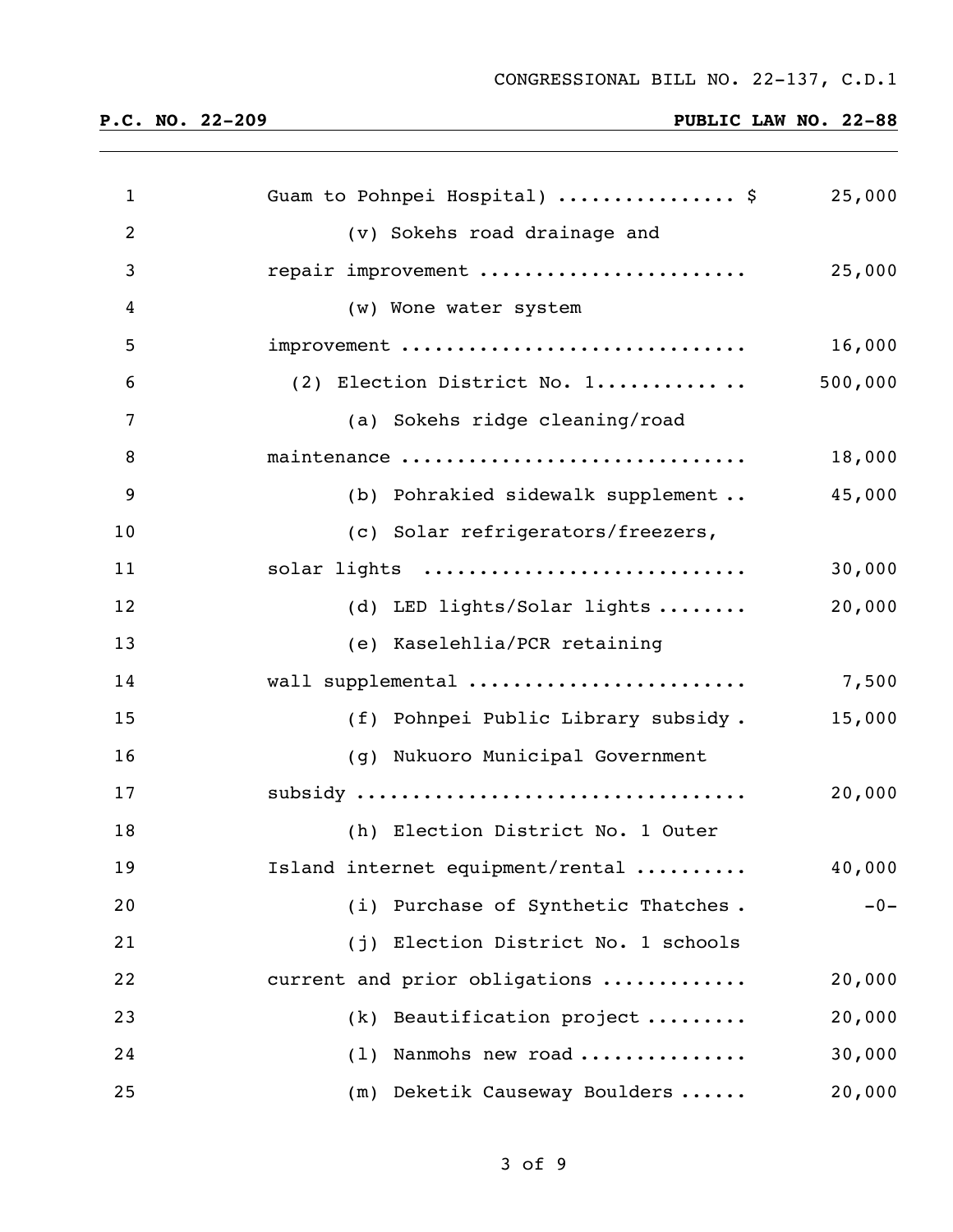Guam to Pohnpei Hospital) ............... $ 25,000

(v) Sokehs road drainage and repair improvement ........................ 25,000

(w) Wone water system improvement .............................. 16,000

(2) Election District No. 1.............. 500,000

(a) Sokehs ridge cleaning/road maintenance .............................. 18,000

(b) Pohrakied sidewalk supplement .. 45,000

(c) Solar refrigerators/freezers, solar lights ............................ 30,000

(d) LED lights/Solar lights ........ 20,000

(e) Kaselehlia/PCR retaining wall supplemental ........................ 7,500

(f) Pohnpei Public Library subsidy . 15,000

(g) Nukuoro Municipal Government subsidy .................................. 20,000

(h) Election District No. 1 Outer Island internet equipment/rental .......... 40,000

(i) Purchase of Synthetic Thatches . -0-

(j) Election District No. 1 schools current and prior obligations ............ 20,000

(k) Beautification project ......... 20,000

(l) Nanmohs new road .............. 30,000

(m) Deketik Causeway Boulders ...... 20,000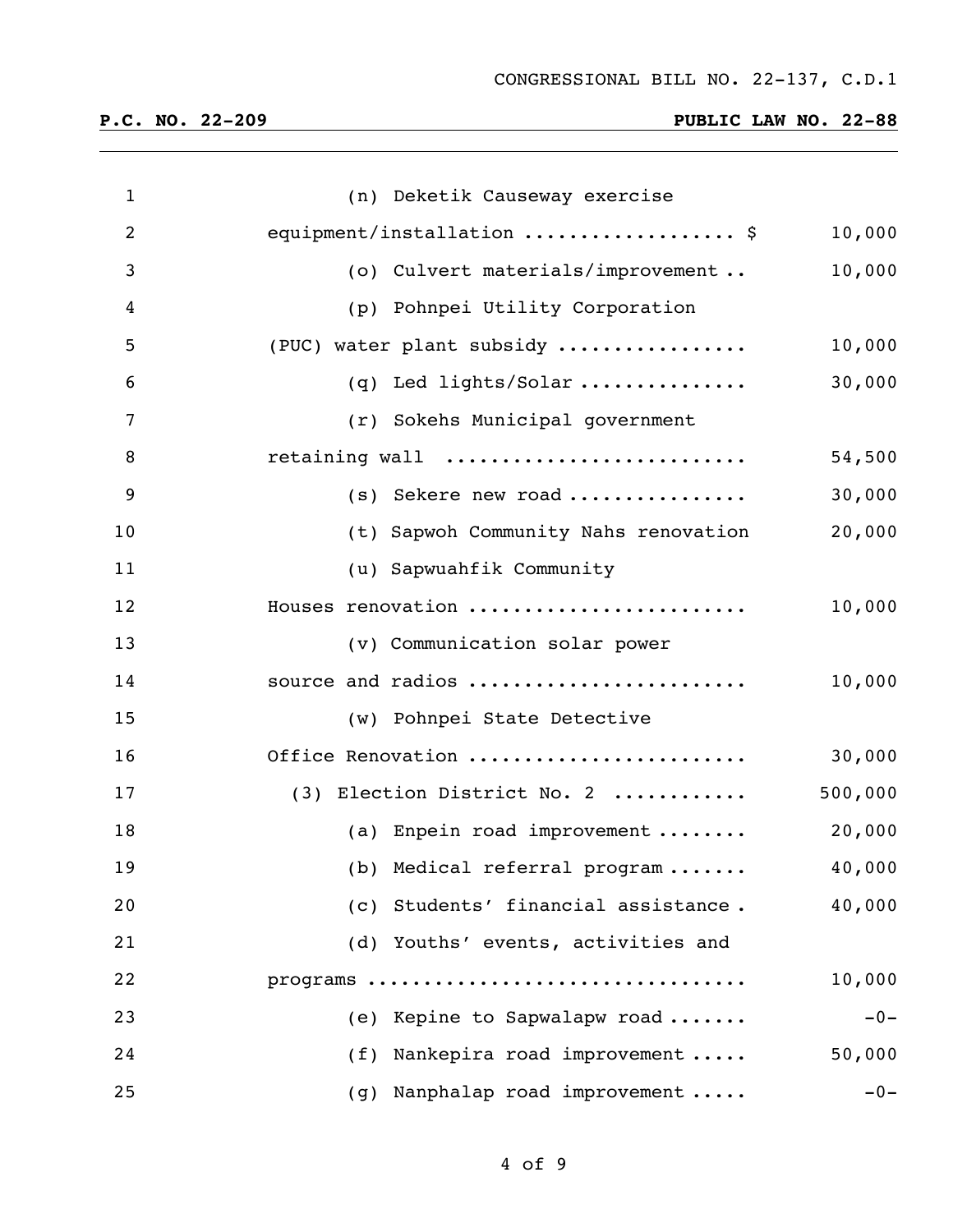CONGRESSIONAL BILL NO. 22-137, C.D.1

**P.C. NO. 22-209 PUBLIC LAW NO. 22-88**

| | | |
|---|---|---|
| 1 | (n) Deketik Causeway exercise | |
| 2 | equipment/installation .................. $ | 10,000 |
| 3 | (o) Culvert materials/improvement .. | 10,000 |
| 4 | (p) Pohnpei Utility Corporation | |
| 5 | (PUC) water plant subsidy ................ | 10,000 |
| 6 | (q) Led lights/Solar .............. | 30,000 |
| 7 | (r) Sokehs Municipal government | |
| 8 | retaining wall .......................... | 54,500 |
| 9 | (s) Sekere new road ............... | 30,000 |
| 10 | (t) Sapwoh Community Nahs renovation | 20,000 |
| 11 | (u) Sapwuahfik Community | |
| 12 | Houses renovation ........................ | 10,000 |
| 13 | (v) Communication solar power | |
| 14 | source and radios ........................ | 10,000 |
| 15 | (w) Pohnpei State Detective | |
| 16 | Office Renovation ........................ | 30,000 |
| 17 | (3) Election District No. 2 ........... | 500,000 |
| 18 | (a) Enpein road improvement ........ | 20,000 |
| 19 | (b) Medical referral program ....... | 40,000 |
| 20 | (c) Students' financial assistance . | 40,000 |
| 21 | (d) Youths' events, activities and | |
| 22 | programs ................................ | 10,000 |
| 23 | (e) Kepine to Sapwalapw road ....... | -0- |
| 24 | (f) Nankepira road improvement ..... | 50,000 |
| 25 | (g) Nanphalap road improvement ..... | -0- |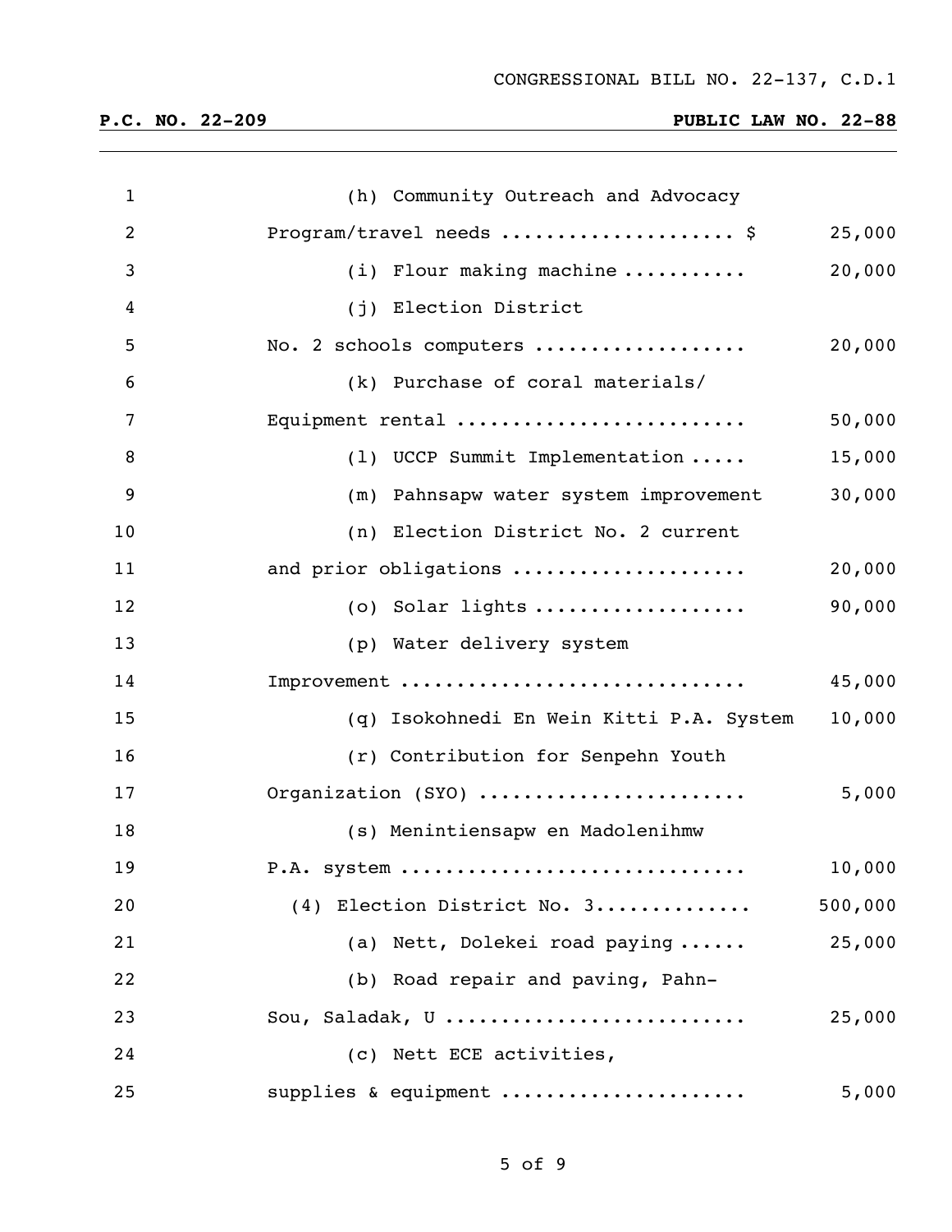(h) Community Outreach and Advocacy Program/travel needs .................... $ 25,000

(i) Flour making machine ........... 20,000

(j) Election District No. 2 schools computers .................. 20,000

(k) Purchase of coral materials/ Equipment rental ......................... 50,000

(l) UCCP Summit Implementation ..... 15,000

(m) Pahnsapw water system improvement 30,000

(n) Election District No. 2 current and prior obligations .................... 20,000

(o) Solar lights .................. 90,000

(p) Water delivery system Improvement .............................. 45,000

(q) Isokohnedi En Wein Kitti P.A. System 10,000

(r) Contribution for Senpehn Youth Organization (SYO) ....................... 5,000

(s) Menintiensapw en Madolenihmw P.A. system .............................. 10,000

(4) Election District No. 3............. 500,000

(a) Nett, Dolekei road paying ...... 25,000

(b) Road repair and paving, Pahn-Sou, Saladak, U .......................... 25,000

(c) Nett ECE activities, supplies & equipment ..................... 5,000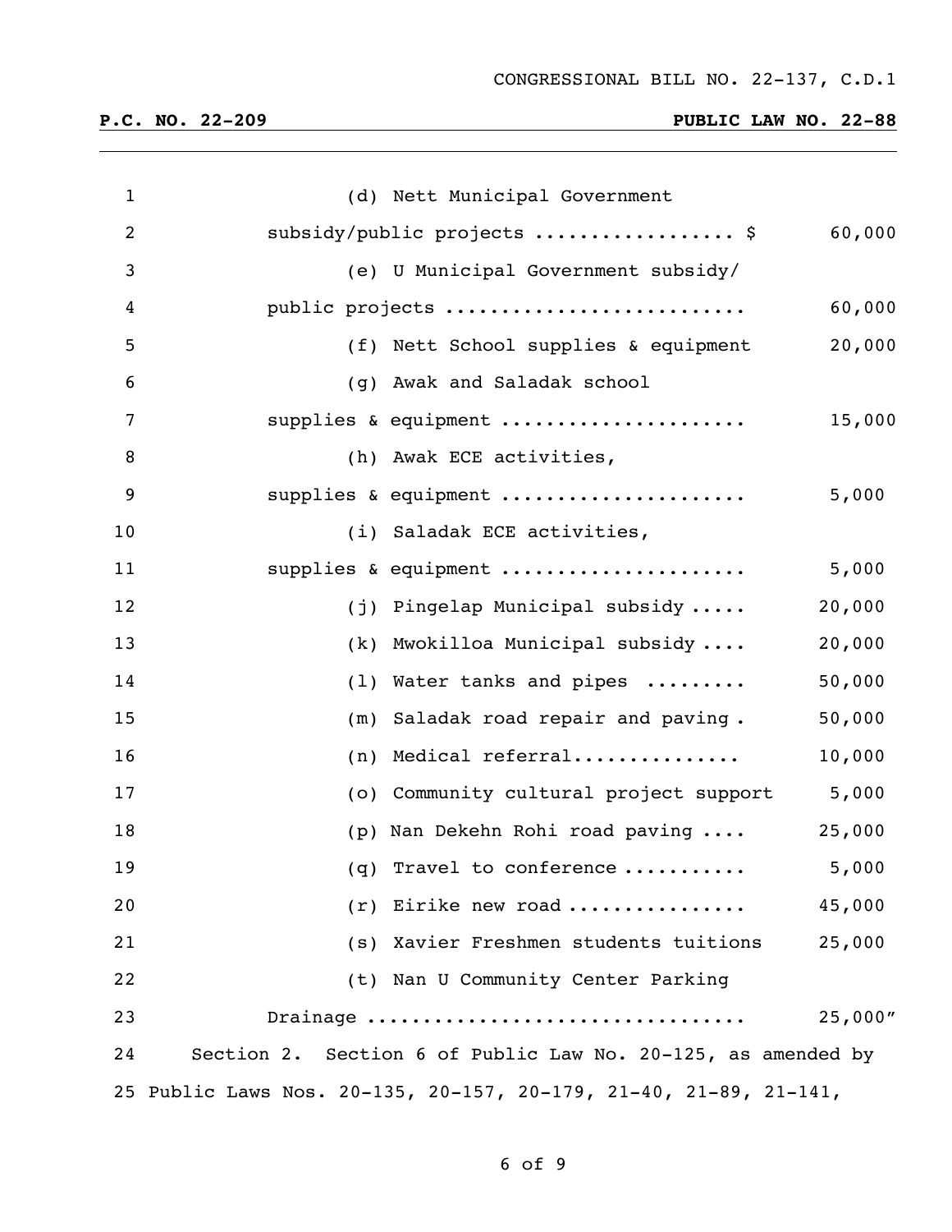(d) Nett Municipal Government subsidy/public projects .................. $ 60,000

(e) U Municipal Government subsidy/ public projects .......................... 60,000

(f) Nett School supplies & equipment 20,000

(g) Awak and Saladak school supplies & equipment ..................... 15,000

(h) Awak ECE activities, supplies & equipment ..................... 5,000

(i) Saladak ECE activities, supplies & equipment ..................... 5,000

(j) Pingelap Municipal subsidy ..... 20,000

(k) Mwokilloa Municipal subsidy .... 20,000

(l) Water tanks and pipes ......... 50,000

(m) Saladak road repair and paving . 50,000

(n) Medical referral............... 10,000

(o) Community cultural project support 5,000

(p) Nan Dekehn Rohi road paving .... 25,000

(q) Travel to conference ........... 5,000

(r) Eirike new road ................ 45,000

(s) Xavier Freshmen students tuitions 25,000

(t) Nan U Community Center Parking Drainage ................................ 25,000"

Section 2. Section 6 of Public Law No. 20-125, as amended by Public Laws Nos. 20-135, 20-157, 20-179, 21-40, 21-89, 21-141,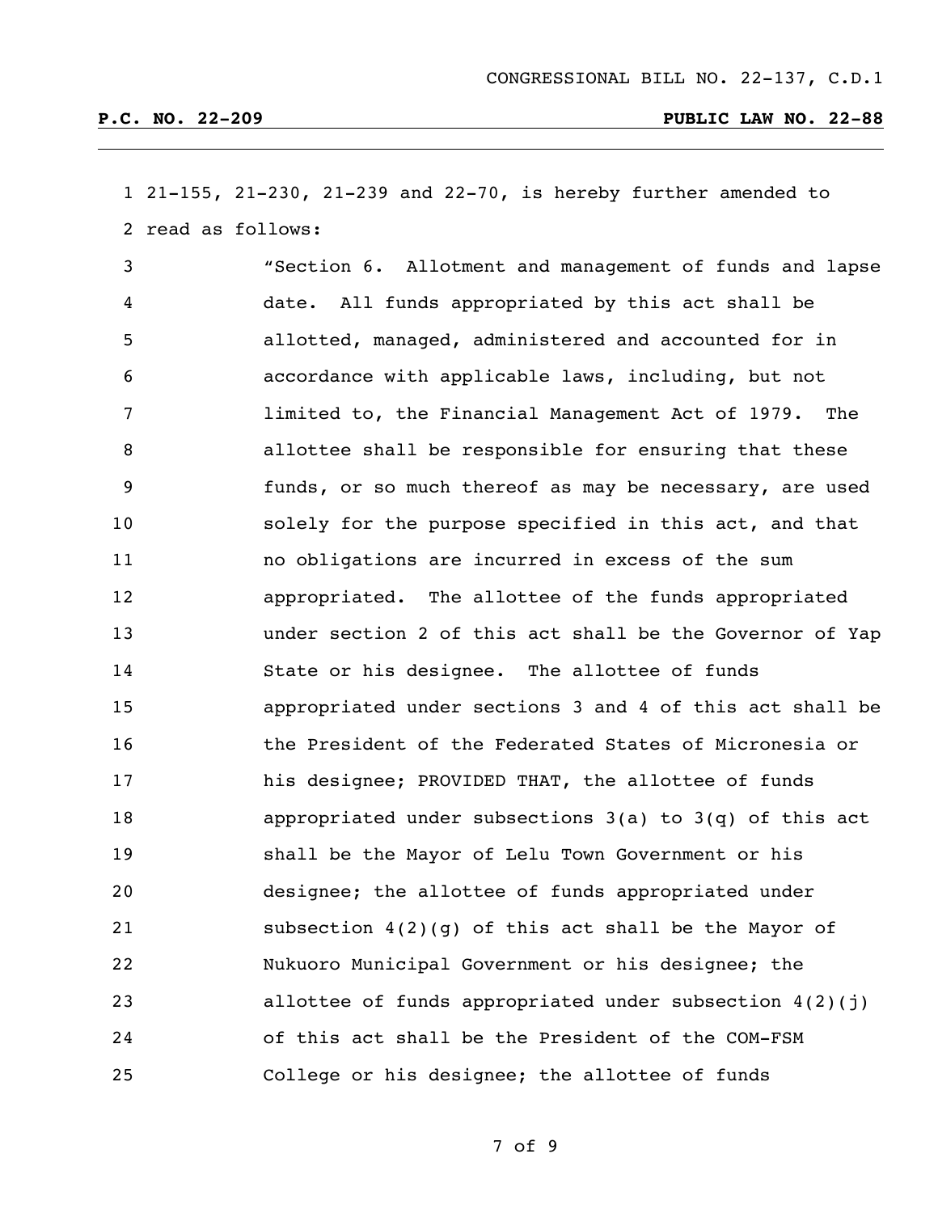21-155, 21-230, 21-239 and 22-70, is hereby further amended to read as follows:

> "Section 6. Allotment and management of funds and lapse date. All funds appropriated by this act shall be allotted, managed, administered and accounted for in accordance with applicable laws, including, but not limited to, the Financial Management Act of 1979. The allottee shall be responsible for ensuring that these funds, or so much thereof as may be necessary, are used solely for the purpose specified in this act, and that no obligations are incurred in excess of the sum appropriated. The allottee of the funds appropriated under section 2 of this act shall be the Governor of Yap State or his designee. The allottee of funds appropriated under sections 3 and 4 of this act shall be the President of the Federated States of Micronesia or his designee; PROVIDED THAT, the allottee of funds appropriated under subsections 3(a) to 3(q) of this act shall be the Mayor of Lelu Town Government or his designee; the allottee of funds appropriated under subsection 4(2)(g) of this act shall be the Mayor of Nukuoro Municipal Government or his designee; the allottee of funds appropriated under subsection 4(2)(j) of this act shall be the President of the COM-FSM College or his designee; the allottee of funds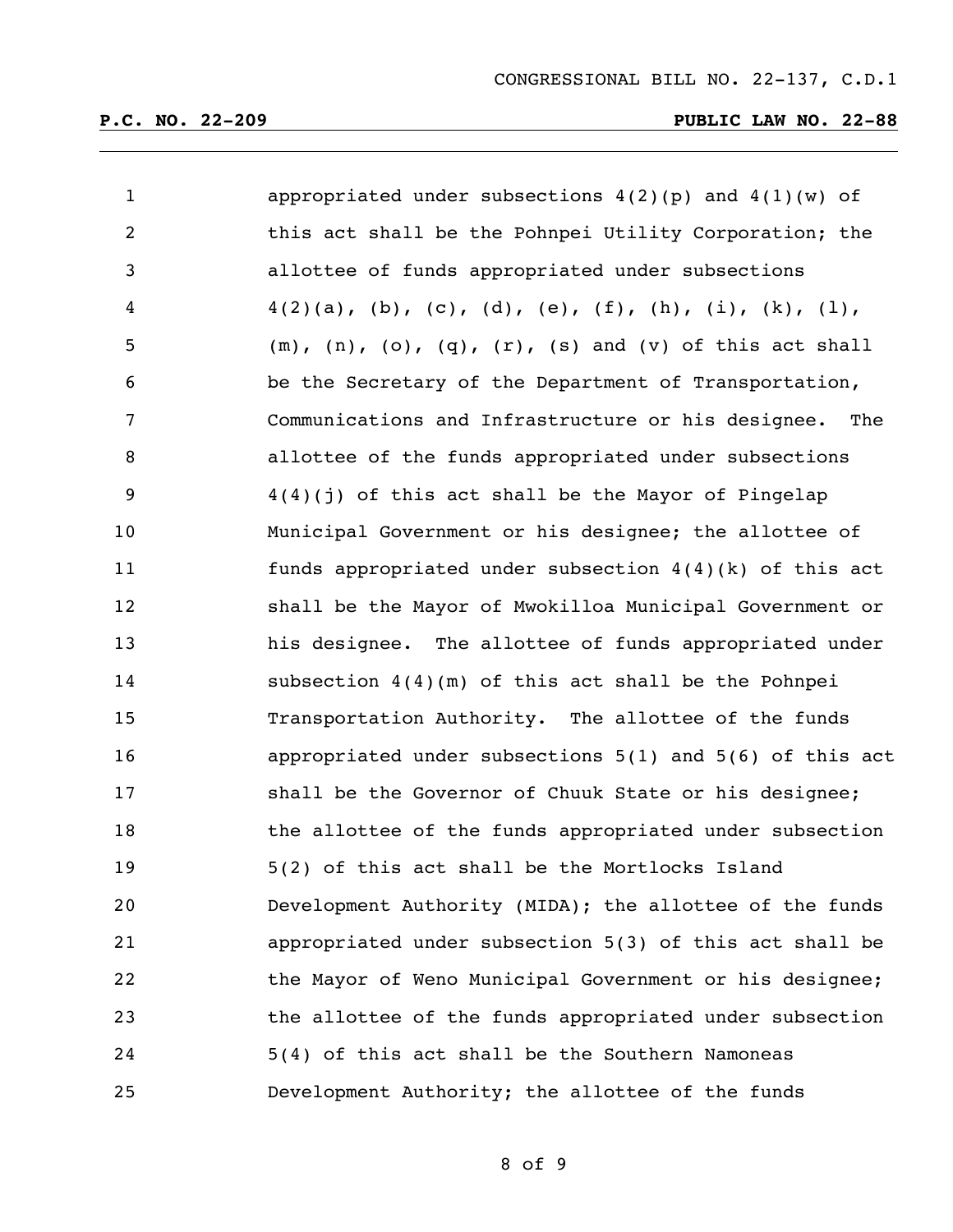appropriated under subsections 4(2)(p) and 4(1)(w) of this act shall be the Pohnpei Utility Corporation; the allottee of funds appropriated under subsections 4(2)(a), (b), (c), (d), (e), (f), (h), (i), (k), (l), (m), (n), (o), (q), (r), (s) and (v) of this act shall be the Secretary of the Department of Transportation, Communications and Infrastructure or his designee. The allottee of the funds appropriated under subsections 4(4)(j) of this act shall be the Mayor of Pingelap Municipal Government or his designee; the allottee of funds appropriated under subsection 4(4)(k) of this act shall be the Mayor of Mwokilloa Municipal Government or his designee. The allottee of funds appropriated under subsection 4(4)(m) of this act shall be the Pohnpei Transportation Authority. The allottee of the funds appropriated under subsections 5(1) and 5(6) of this act shall be the Governor of Chuuk State or his designee; the allottee of the funds appropriated under subsection 5(2) of this act shall be the Mortlocks Island Development Authority (MIDA); the allottee of the funds appropriated under subsection 5(3) of this act shall be the Mayor of Weno Municipal Government or his designee; the allottee of the funds appropriated under subsection 5(4) of this act shall be the Southern Namoneas Development Authority; the allottee of the funds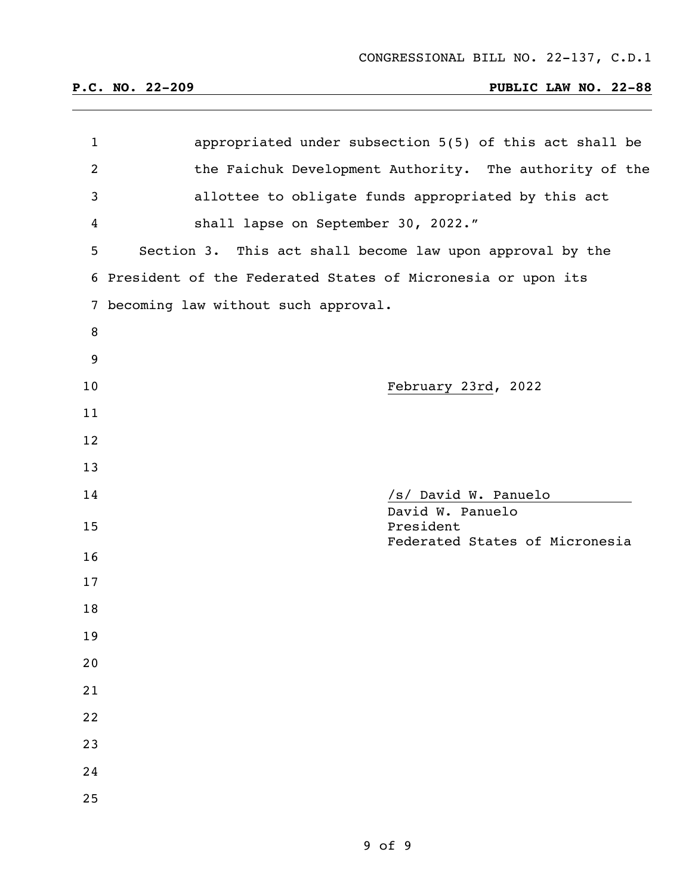appropriated under subsection 5(5) of this act shall be the Faichuk Development Authority. The authority of the allottee to obligate funds appropriated by this act shall lapse on September 30, 2022."

Section 3. This act shall become law upon approval by the President of the Federated States of Micronesia or upon its becoming law without such approval.

February 23rd, 2022

/s/ David W. Panuelo

David W. Panuelo
President
Federated States of Micronesia